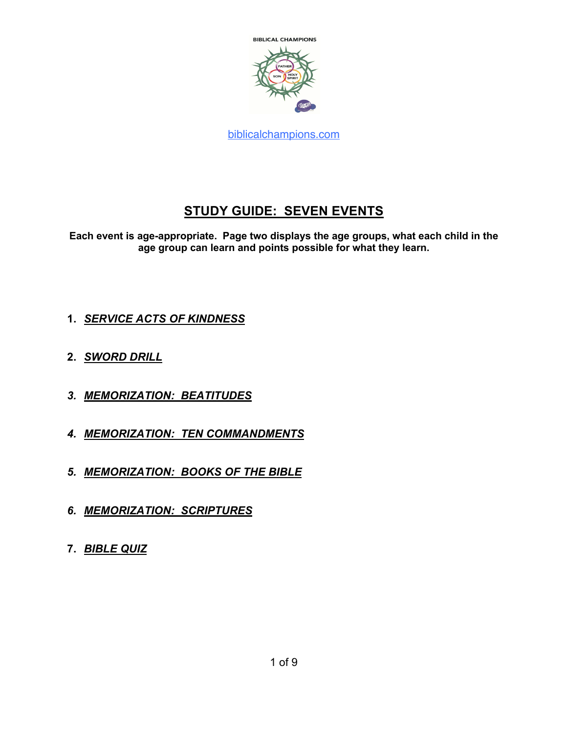BIBLICAL CHAMPIONS

biblicalchampions.com

# STUDY GUIDE: SEVEN EVENTS

**Each event is age-appropriate. Page two displays the age groups, what each child in the age group can learn and points possible for what they learn.**

1. ***SERVICE ACTS OF KINDNESS***
2. ***SWORD DRILL***
3. ***MEMORIZATION: BEATITUDES***
4. ***MEMORIZATION: TEN COMMANDMENTS***
5. ***MEMORIZATION: BOOKS OF THE BIBLE***
6. ***MEMORIZATION: SCRIPTURES***
7. ***BIBLE QUIZ***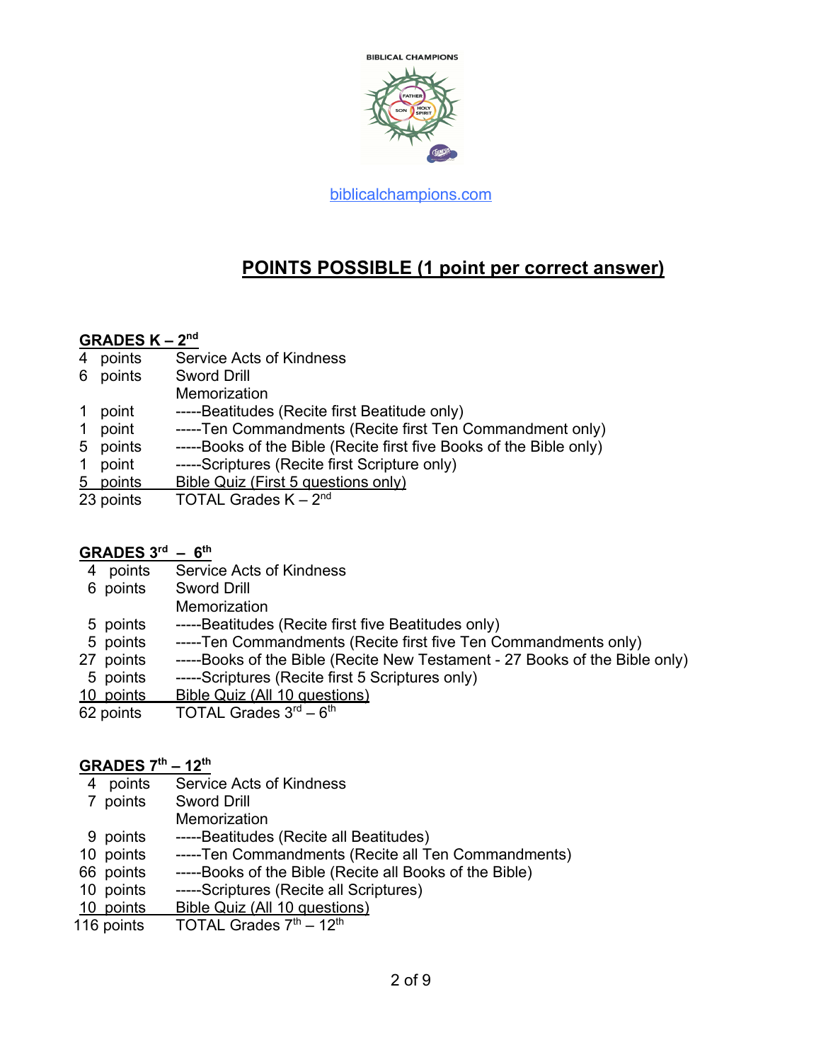BIBLICAL CHAMPIONS

biblicalchampions.com

# POINTS POSSIBLE (1 point per correct answer)

## GRADES K – 2nd

| Points | Category |
|---|---|
| 4 points | Service Acts of Kindness |
| 6 points | Sword Drill |
| | Memorization |
| 1 point | -----Beatitudes (Recite first Beatitude only) |
| 1 point | -----Ten Commandments (Recite first Ten Commandment only) |
| 5 points | -----Books of the Bible (Recite first five Books of the Bible only) |
| 1 point | -----Scriptures (Recite first Scripture only) |
| 5 points | Bible Quiz (First 5 questions only) |
| 23 points | TOTAL Grades K – 2nd |

## GRADES 3rd – 6th

| Points | Category |
|---|---|
| 4 points | Service Acts of Kindness |
| 6 points | Sword Drill |
| | Memorization |
| 5 points | -----Beatitudes (Recite first five Beatitudes only) |
| 5 points | -----Ten Commandments (Recite first five Ten Commandments only) |
| 27 points | -----Books of the Bible (Recite New Testament - 27 Books of the Bible only) |
| 5 points | -----Scriptures (Recite first 5 Scriptures only) |
| 10 points | Bible Quiz (All 10 questions) |
| 62 points | TOTAL Grades 3rd – 6th |

## GRADES 7th – 12th

| Points | Category |
|---|---|
| 4 points | Service Acts of Kindness |
| 7 points | Sword Drill |
| | Memorization |
| 9 points | -----Beatitudes (Recite all Beatitudes) |
| 10 points | -----Ten Commandments (Recite all Ten Commandments) |
| 66 points | -----Books of the Bible (Recite all Books of the Bible) |
| 10 points | -----Scriptures (Recite all Scriptures) |
| 10 points | Bible Quiz (All 10 questions) |
| 116 points | TOTAL Grades 7th – 12th |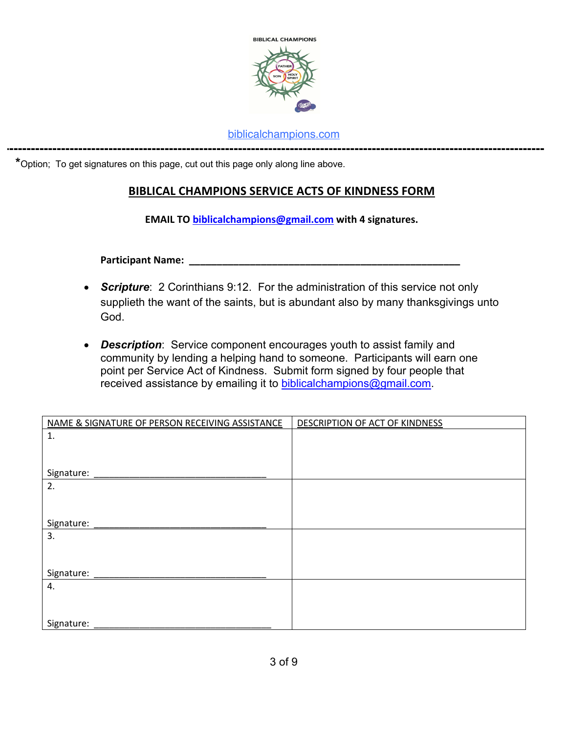BIBLICAL CHAMPIONS

biblicalchampions.com

---

*Option; To get signatures on this page, cut out this page only along line above.

## BIBLICAL CHAMPIONS SERVICE ACTS OF KINDNESS FORM

**EMAIL TO biblicalchampions@gmail.com with 4 signatures.**

**Participant Name:** ____________________________________________________

- ***Scripture***: 2 Corinthians 9:12. For the administration of this service not only supplieth the want of the saints, but is abundant also by many thanksgivings unto God.

- ***Description***: Service component encourages youth to assist family and community by lending a helping hand to someone. Participants will earn one point per Service Act of Kindness. Submit form signed by four people that received assistance by emailing it to biblicalchampions@gmail.com.

| NAME & SIGNATURE OF PERSON RECEIVING ASSISTANCE | DESCRIPTION OF ACT OF KINDNESS |
|---|---|
| 1. <br><br> Signature: ________________________________ | |
| 2. <br><br> Signature: ________________________________ | |
| 3. <br><br> Signature: ________________________________ | |
| 4. <br><br> Signature: ________________________________ | |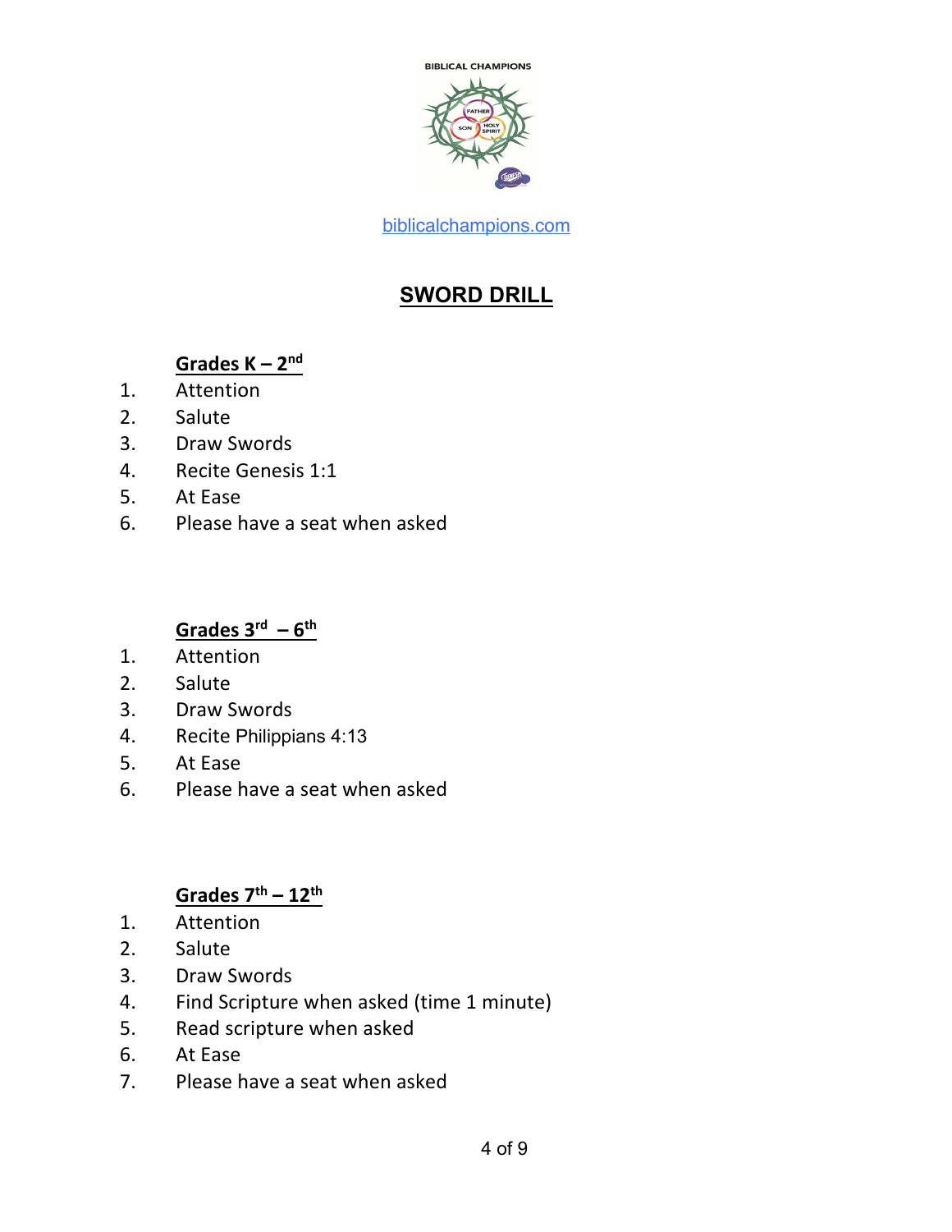BIBLICAL CHAMPIONS

biblicalchampions.com

# SWORD DRILL

## Grades K – 2nd

1. Attention
2. Salute
3. Draw Swords
4. Recite Genesis 1:1
5. At Ease
6. Please have a seat when asked

## Grades 3rd – 6th

1. Attention
2. Salute
3. Draw Swords
4. Recite Philippians 4:13
5. At Ease
6. Please have a seat when asked

## Grades 7th – 12th

1. Attention
2. Salute
3. Draw Swords
4. Find Scripture when asked (time 1 minute)
5. Read scripture when asked
6. At Ease
7. Please have a seat when asked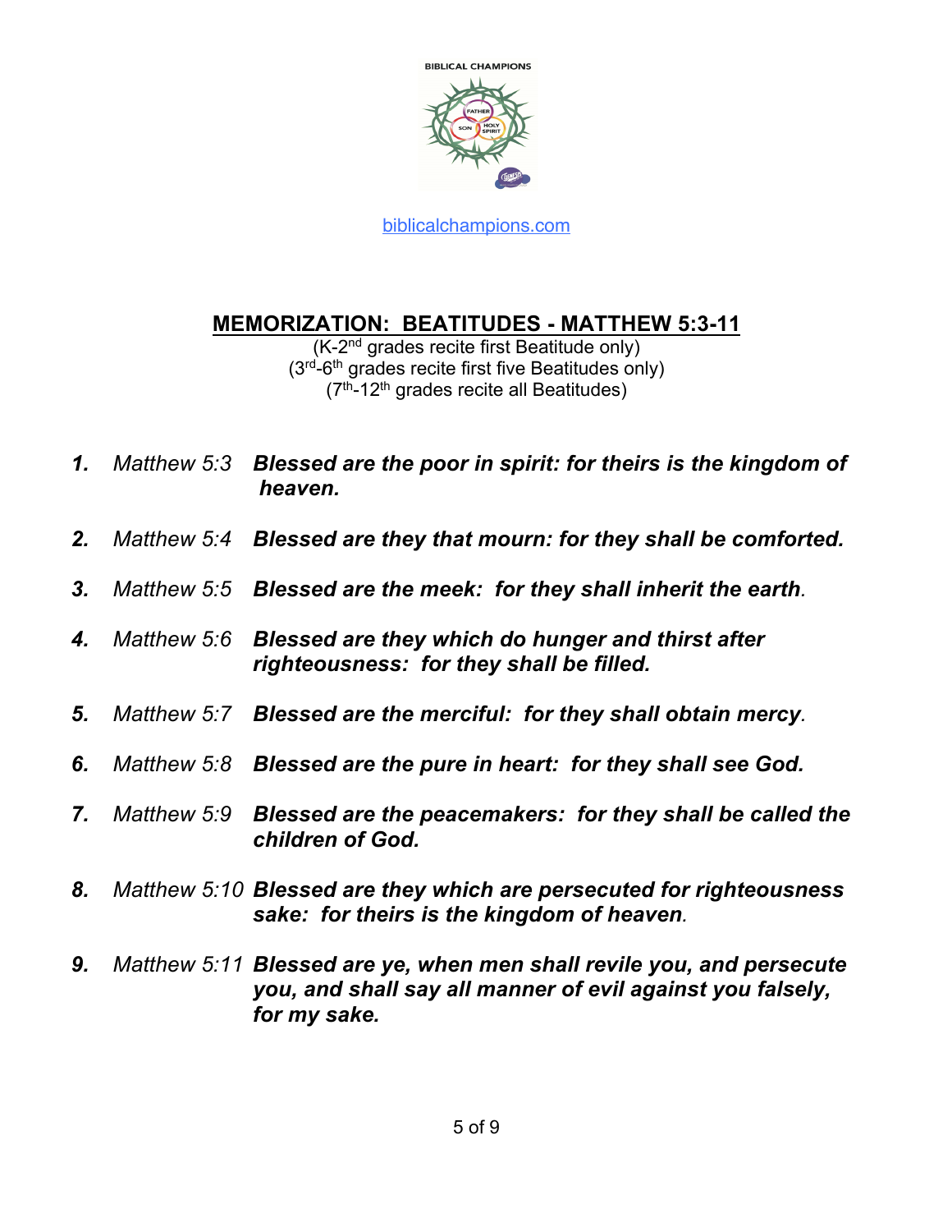BIBLICAL CHAMPIONS

biblicalchampions.com

## MEMORIZATION: BEATITUDES - MATTHEW 5:3-11

(K-2nd grades recite first Beatitude only)
(3rd-6th grades recite first five Beatitudes only)
(7th-12th grades recite all Beatitudes)

1. *Matthew 5:3* ***Blessed are the poor in spirit: for theirs is the kingdom of heaven.***
2. *Matthew 5:4* ***Blessed are they that mourn: for they shall be comforted.***
3. *Matthew 5:5* ***Blessed are the meek: for they shall inherit the earth.***
4. *Matthew 5:6* ***Blessed are they which do hunger and thirst after righteousness: for they shall be filled.***
5. *Matthew 5:7* ***Blessed are the merciful: for they shall obtain mercy.***
6. *Matthew 5:8* ***Blessed are the pure in heart: for they shall see God.***
7. *Matthew 5:9* ***Blessed are the peacemakers: for they shall be called the children of God.***
8. *Matthew 5:10* ***Blessed are they which are persecuted for righteousness sake: for theirs is the kingdom of heaven.***
9. *Matthew 5:11* ***Blessed are ye, when men shall revile you, and persecute you, and shall say all manner of evil against you falsely, for my sake.***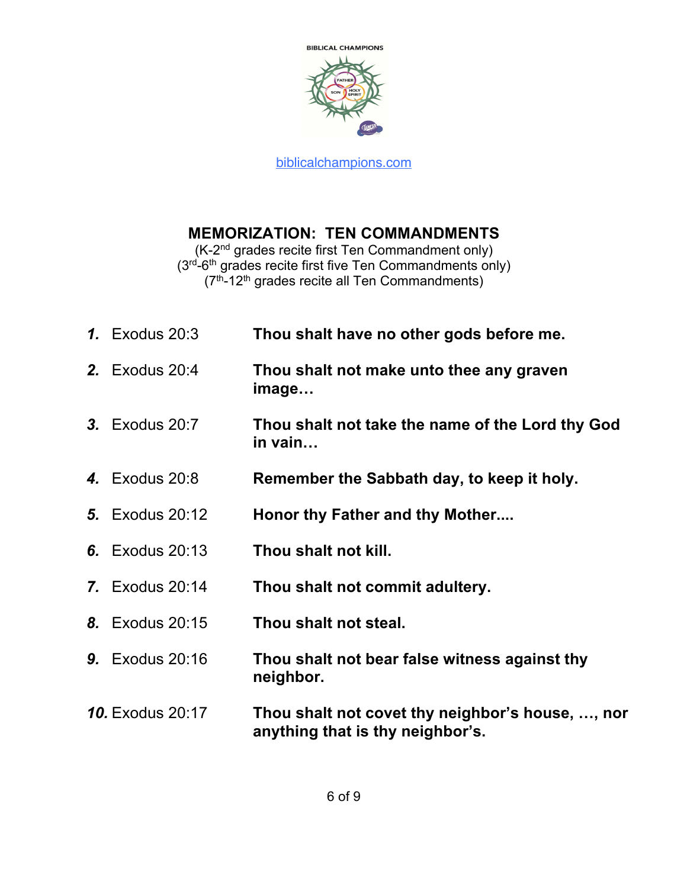BIBLICAL CHAMPIONS

biblicalchampions.com

## MEMORIZATION: TEN COMMANDMENTS

(K-2nd grades recite first Ten Commandment only)
(3rd-6th grades recite first five Ten Commandments only)
(7th-12th grades recite all Ten Commandments)

| | Reference | Commandment |
|---|---|---|
| ***1.*** | Exodus 20:3 | **Thou shalt have no other gods before me.** |
| ***2.*** | Exodus 20:4 | **Thou shalt not make unto thee any graven image…** |
| ***3.*** | Exodus 20:7 | **Thou shalt not take the name of the Lord thy God in vain…** |
| ***4.*** | Exodus 20:8 | **Remember the Sabbath day, to keep it holy.** |
| ***5.*** | Exodus 20:12 | **Honor thy Father and thy Mother....** |
| ***6.*** | Exodus 20:13 | **Thou shalt not kill.** |
| ***7.*** | Exodus 20:14 | **Thou shalt not commit adultery.** |
| ***8.*** | Exodus 20:15 | **Thou shalt not steal.** |
| ***9.*** | Exodus 20:16 | **Thou shalt not bear false witness against thy neighbor.** |
| ***10.*** | Exodus 20:17 | **Thou shalt not covet thy neighbor's house, …, nor anything that is thy neighbor's.** |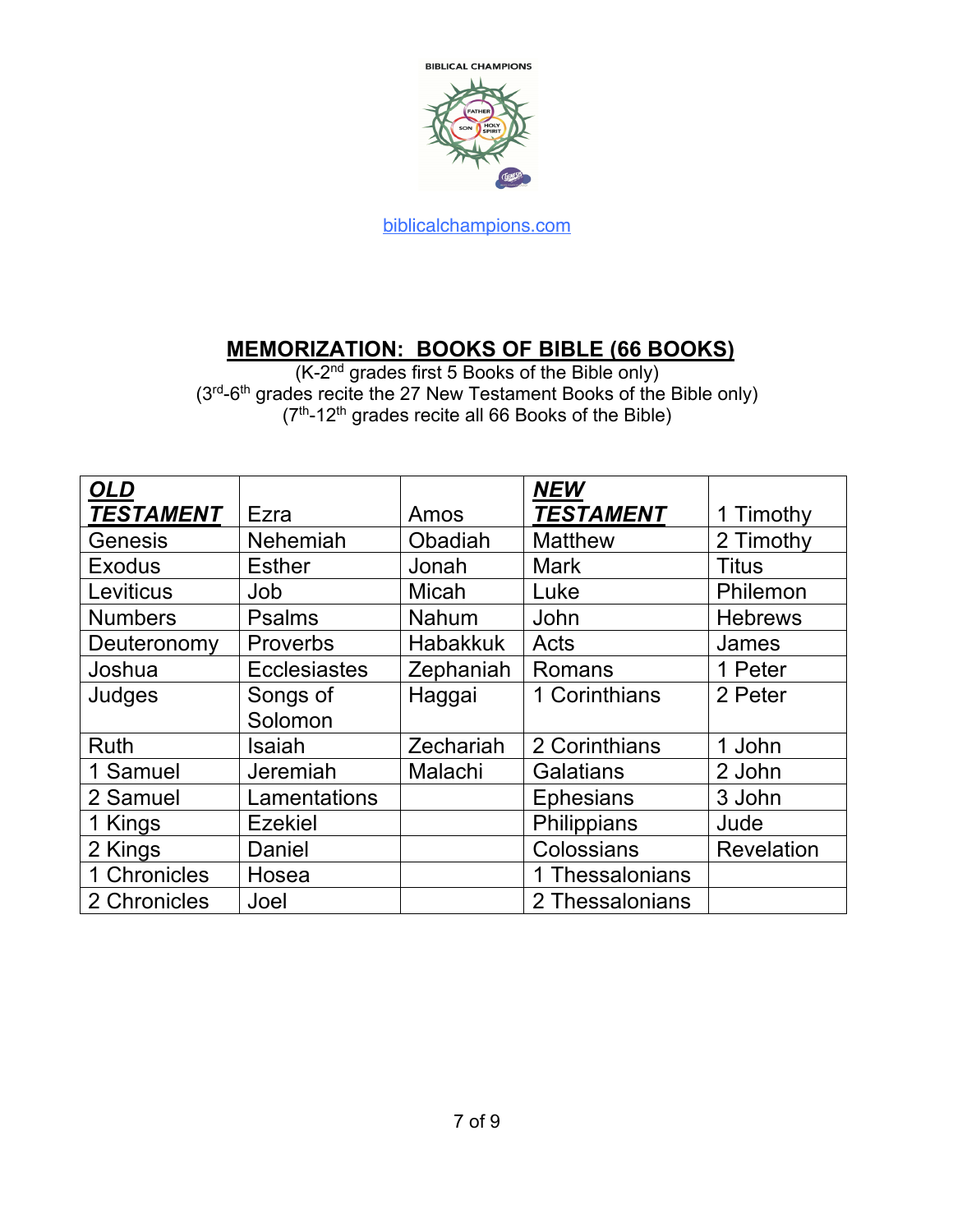BIBLICAL CHAMPIONS

biblicalchampions.com

## MEMORIZATION: BOOKS OF BIBLE (66 BOOKS)

(K-2nd grades first 5 Books of the Bible only)
(3rd-6th grades recite the 27 New Testament Books of the Bible only)
(7th-12th grades recite all 66 Books of the Bible)

| ***OLD TESTAMENT*** | Ezra | Amos | ***NEW TESTAMENT*** | 1 Timothy |
|---|---|---|---|---|
| Genesis | Nehemiah | Obadiah | Matthew | 2 Timothy |
| Exodus | Esther | Jonah | Mark | Titus |
| Leviticus | Job | Micah | Luke | Philemon |
| Numbers | Psalms | Nahum | John | Hebrews |
| Deuteronomy | Proverbs | Habakkuk | Acts | James |
| Joshua | Ecclesiastes | Zephaniah | Romans | 1 Peter |
| Judges | Songs of Solomon | Haggai | 1 Corinthians | 2 Peter |
| Ruth | Isaiah | Zechariah | 2 Corinthians | 1 John |
| 1 Samuel | Jeremiah | Malachi | Galatians | 2 John |
| 2 Samuel | Lamentations | | Ephesians | 3 John |
| 1 Kings | Ezekiel | | Philippians | Jude |
| 2 Kings | Daniel | | Colossians | Revelation |
| 1 Chronicles | Hosea | | 1 Thessalonians | |
| 2 Chronicles | Joel | | 2 Thessalonians | |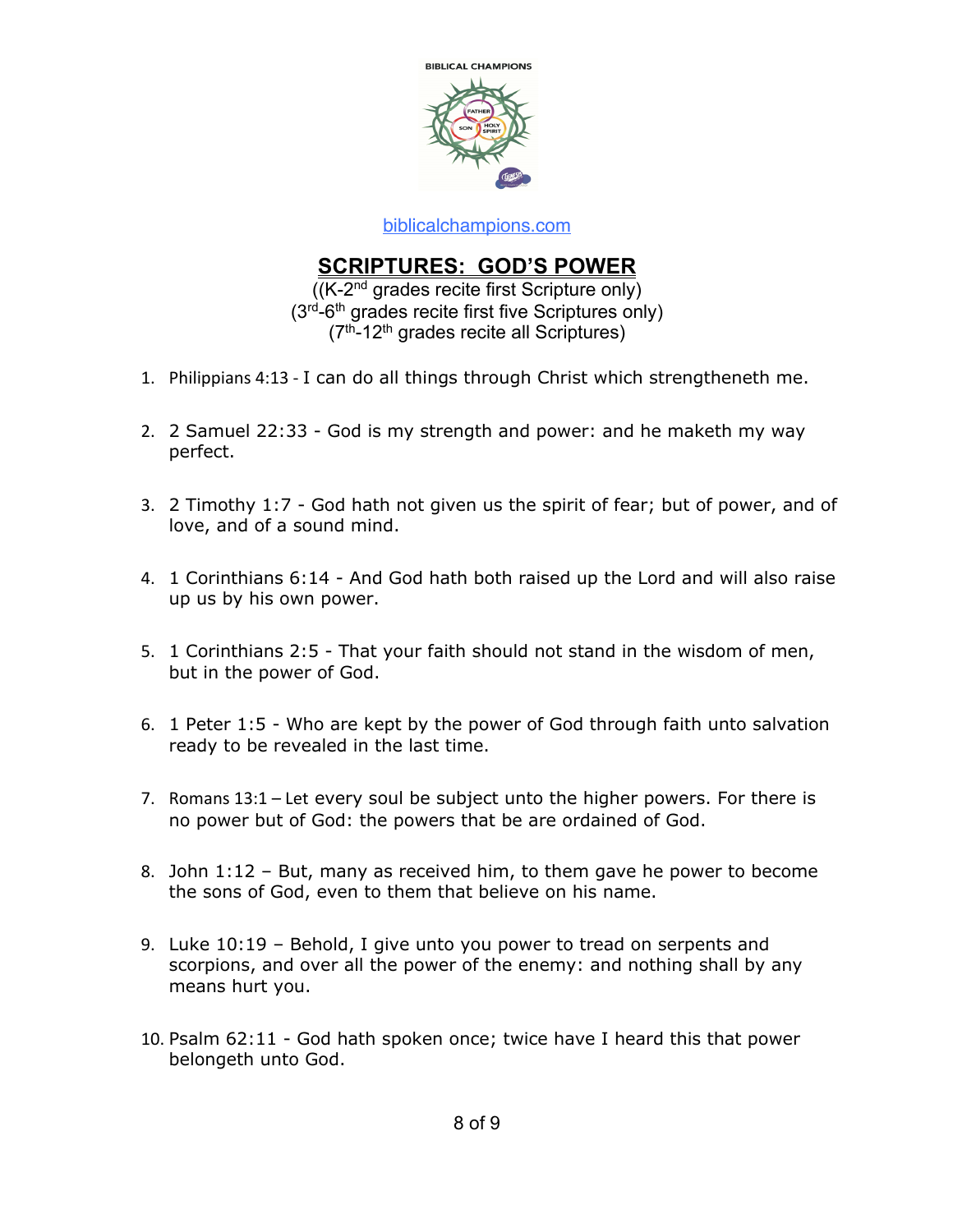BIBLICAL CHAMPIONS

biblicalchampions.com

# SCRIPTURES: GOD'S POWER

((K-2nd grades recite first Scripture only)
(3rd-6th grades recite first five Scriptures only)
(7th-12th grades recite all Scriptures)

1. Philippians 4:13 - I can do all things through Christ which strengtheneth me.
2. 2 Samuel 22:33 - God is my strength and power: and he maketh my way perfect.
3. 2 Timothy 1:7 - God hath not given us the spirit of fear; but of power, and of love, and of a sound mind.
4. 1 Corinthians 6:14 - And God hath both raised up the Lord and will also raise up us by his own power.
5. 1 Corinthians 2:5 - That your faith should not stand in the wisdom of men, but in the power of God.
6. 1 Peter 1:5 - Who are kept by the power of God through faith unto salvation ready to be revealed in the last time.
7. Romans 13:1 – Let every soul be subject unto the higher powers. For there is no power but of God: the powers that be are ordained of God.
8. John 1:12 – But, many as received him, to them gave he power to become the sons of God, even to them that believe on his name.
9. Luke 10:19 – Behold, I give unto you power to tread on serpents and scorpions, and over all the power of the enemy: and nothing shall by any means hurt you.
10. Psalm 62:11 - God hath spoken once; twice have I heard this that power belongeth unto God.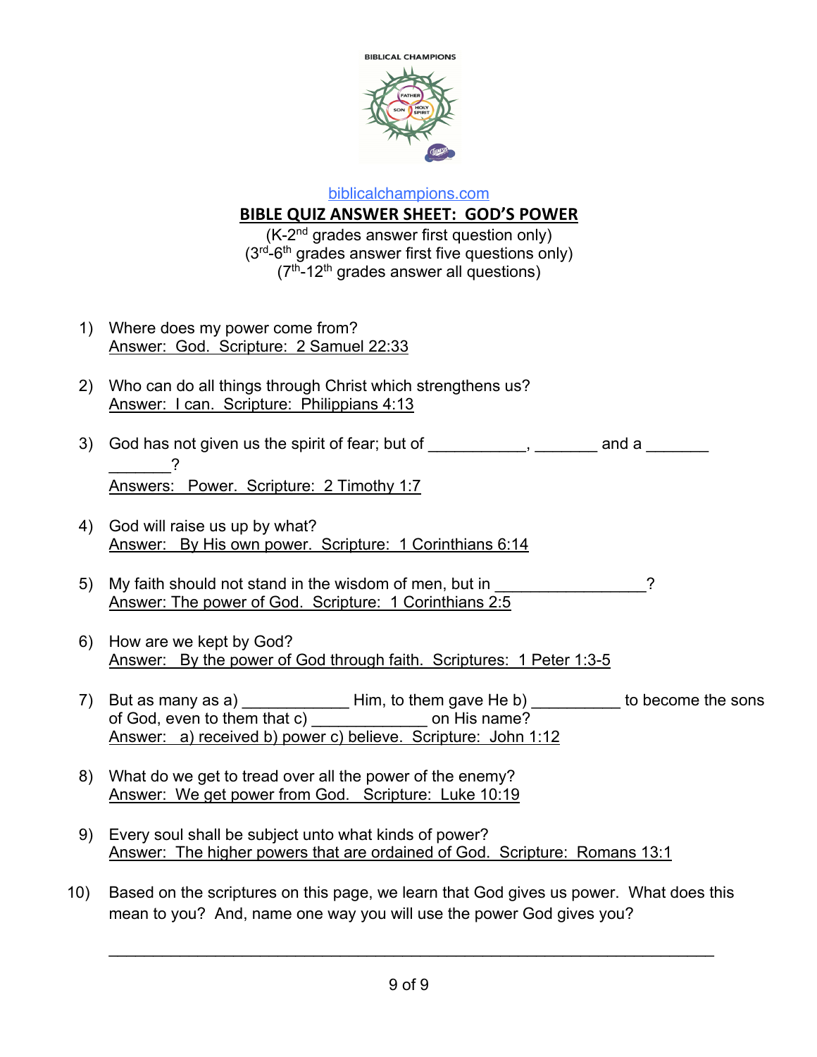BIBLICAL CHAMPIONS

biblicalchampions.com

## BIBLE QUIZ ANSWER SHEET: GOD'S POWER

(K-2nd grades answer first question only)
(3rd-6th grades answer first five questions only)
(7th-12th grades answer all questions)

1) Where does my power come from?
   Answer: God. Scripture: 2 Samuel 22:33

2) Who can do all things through Christ which strengthens us?
   Answer: I can. Scripture: Philippians 4:13

3) God has not given us the spirit of fear; but of ___________, _______ and a _______ _______?
   Answers: Power. Scripture: 2 Timothy 1:7

4) God will raise us up by what?
   Answer: By His own power. Scripture: 1 Corinthians 6:14

5) My faith should not stand in the wisdom of men, but in _________________?
   Answer: The power of God. Scripture: 1 Corinthians 2:5

6) How are we kept by God?
   Answer: By the power of God through faith. Scriptures: 1 Peter 1:3-5

7) But as many as a) ____________ Him, to them gave He b) __________ to become the sons of God, even to them that c) _____________ on His name?
   Answer: a) received b) power c) believe. Scripture: John 1:12

8) What do we get to tread over all the power of the enemy?
   Answer: We get power from God. Scripture: Luke 10:19

9) Every soul shall be subject unto what kinds of power?
   Answer: The higher powers that are ordained of God. Scripture: Romans 13:1

10) Based on the scriptures on this page, we learn that God gives us power. What does this mean to you? And, name one way you will use the power God gives you?

_________________________________________________________________